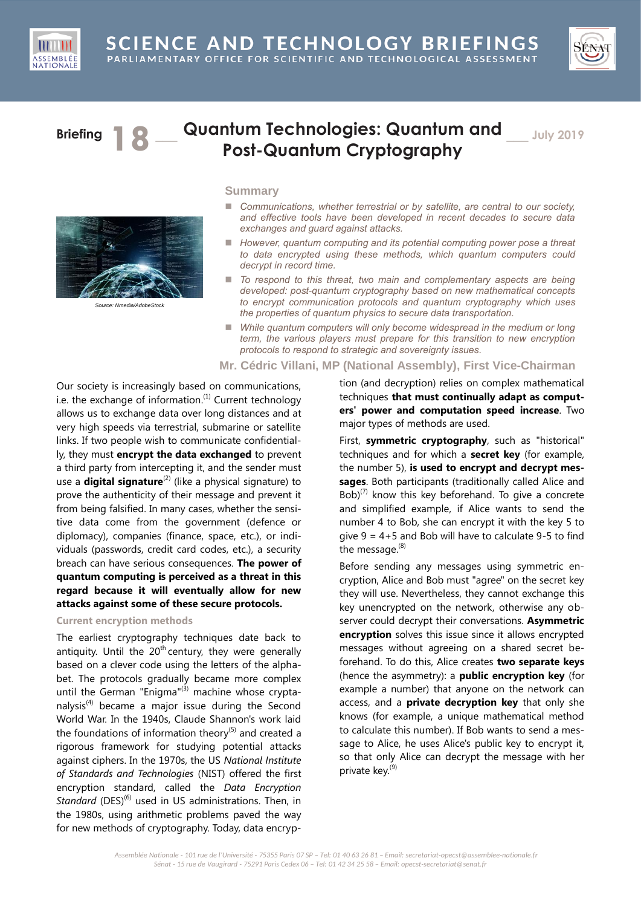# SCIENCE AND TECHNOLOGY BRIEFINGS

PARLIAMENTARY OFFICE FOR SCIENTIFIC AND TECHNOLOGICAL ASSESSMENT

**Briefing 18** — **Quantum Technologies: Quantum and Post-Quantum Cryptography** — July 2019

Source: Nmedia/AdobeStock

## Summary

- *Communications, whether terrestrial or by satellite, are central to our society, and effective tools have been developed in recent decades to secure data exchanges and guard against attacks.*
- *However, quantum computing and its potential computing power pose a threat to data encrypted using these methods, which quantum computers could decrypt in record time.*
- *To respond to this threat, two main and complementary aspects are being developed: post-quantum cryptography based on new mathematical concepts to encrypt communication protocols and quantum cryptography which uses the properties of quantum physics to secure data transportation.*
- *While quantum computers will only become widespread in the medium or long term, the various players must prepare for this transition to new encryption protocols to respond to strategic and sovereignty issues.*

**Mr. Cédric Villani, MP (National Assembly), First Vice-Chairman**

Our society is increasingly based on communications, i.e. the exchange of information.[1] Current technology allows us to exchange data over long distances and at very high speeds via terrestrial, submarine or satellite links. If two people wish to communicate confidentially, they must **encrypt the data exchanged** to prevent a third party from intercepting it, and the sender must use a **digital signature**[2] (like a physical signature) to prove the authenticity of their message and prevent it from being falsified. In many cases, whether the sensitive data come from the government (defence or diplomacy), companies (finance, space, etc.), or individuals (passwords, credit card codes, etc.), a security breach can have serious consequences. **The power of quantum computing is perceived as a threat in this regard because it will eventually allow for new attacks against some of these secure protocols.**

### Current encryption methods

The earliest cryptography techniques date back to antiquity. Until the 20th century, they were generally based on a clever code using the letters of the alphabet. The protocols gradually became more complex until the German "Enigma"[3] machine whose cryptanalysis[4] became a major issue during the Second World War. In the 1940s, Claude Shannon's work laid the foundations of information theory[5] and created a rigorous framework for studying potential attacks against ciphers. In the 1970s, the US *National Institute of Standards and Technologies* (NIST) offered the first encryption standard, called the *Data Encryption Standard* (DES)[6] used in US administrations. Then, in the 1980s, using arithmetic problems paved the way for new methods of cryptography. Today, data encryption (and decryption) relies on complex mathematical techniques **that must continually adapt as computers' power and computation speed increase**. Two major types of methods are used.

First, **symmetric cryptography**, such as "historical" techniques and for which a **secret key** (for example, the number 5), **is used to encrypt and decrypt messages**. Both participants (traditionally called Alice and Bob)[7] know this key beforehand. To give a concrete and simplified example, if Alice wants to send the number 4 to Bob, she can encrypt it with the key 5 to give 9 = 4+5 and Bob will have to calculate 9-5 to find the message.[8]

Before sending any messages using symmetric encryption, Alice and Bob must "agree" on the secret key they will use. Nevertheless, they cannot exchange this key unencrypted on the network, otherwise any observer could decrypt their conversations. **Asymmetric encryption** solves this issue since it allows encrypted messages without agreeing on a shared secret beforehand. To do this, Alice creates **two separate keys** (hence the asymmetry): a **public encryption key** (for example a number) that anyone on the network can access, and a **private decryption key** that only she knows (for example, a unique mathematical method to calculate this number). If Bob wants to send a message to Alice, he uses Alice's public key to encrypt it, so that only Alice can decrypt the message with her private key.[9]

*Assemblée Nationale - 101 rue de l'Université - 75355 Paris 07 SP – Tel: 01 40 63 26 81 – Email: secretariat-opecst@assemblee-nationale.fr*
*Sénat - 15 rue de Vaugirard - 75291 Paris Cedex 06 – Tel: 01 42 34 25 58 – Email: opecst-secretariat@senat.fr*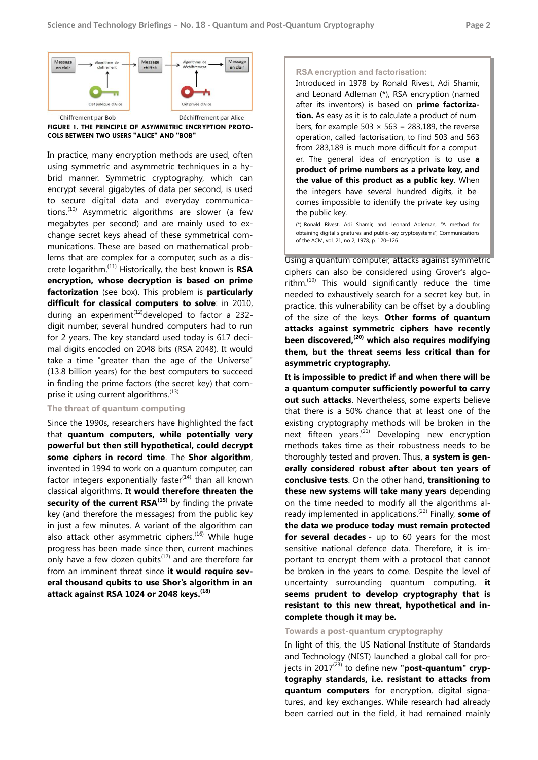Message en clair → Algorithme de chiffrement → Message chiffré → Algorithme de déchiffrement → Message en clair

Clef publique d'Alice — Clef privée d'Alice

Chiffrement par Bob — Déchiffrement par Alice

**FIGURE 1. THE PRINCIPLE OF ASYMMETRIC ENCRYPTION PROTOCOLS BETWEEN TWO USERS "ALICE" AND "BOB"**

In practice, many encryption methods are used, often using symmetric and asymmetric techniques in a hybrid manner. Symmetric cryptography, which can encrypt several gigabytes of data per second, is used to secure digital data and everyday communications.[10] Asymmetric algorithms are slower (a few megabytes per second) and are mainly used to exchange secret keys ahead of these symmetrical communications. These are based on mathematical problems that are complex for a computer, such as a discrete logarithm.[11] Historically, the best known is **RSA encryption, whose decryption is based on prime factorization** (see box). This problem is **particularly difficult for classical computers to solve**: in 2010, during an experiment[12] developed to factor a 232-digit number, several hundred computers had to run for 2 years. The key standard used today is 617 decimal digits encoded on 2048 bits (RSA 2048). It would take a time "greater than the age of the Universe" (13.8 billion years) for the best computers to succeed in finding the prime factors (the secret key) that comprise it using current algorithms.[13]

### The threat of quantum computing

Since the 1990s, researchers have highlighted the fact that **quantum computers, while potentially very powerful but then still hypothetical, could decrypt some ciphers in record time**. The **Shor algorithm**, invented in 1994 to work on a quantum computer, can factor integers exponentially faster[14] than all known classical algorithms. **It would therefore threaten the security of the current RSA[15]** by finding the private key (and therefore the messages) from the public key in just a few minutes. A variant of the algorithm can also attack other asymmetric ciphers.[16] While huge progress has been made since then, current machines only have a few dozen qubits[17] and are therefore far from an imminent threat since **it would require several thousand qubits to use Shor's algorithm in an attack against RSA 1024 or 2048 keys.[18]**

> **RSA encryption and factorisation:**
>
> Introduced in 1978 by Ronald Rivest, Adi Shamir, and Leonard Adleman (*), RSA encryption (named after its inventors) is based on **prime factorization.** As easy as it is to calculate a product of numbers, for example 503 × 563 = 283,189, the reverse operation, called factorisation, to find 503 and 563 from 283,189 is much more difficult for a computer. The general idea of encryption is to use **a product of prime numbers as a private key, and the value of this product as a public key**. When the integers have several hundred digits, it becomes impossible to identify the private key using the public key.
>
> (*) Ronald Rivest, Adi Shamir, and Leonard Adleman, "A method for obtaining digital signatures and public-key cryptosystems", Communications of the ACM, vol. 21, no 2, 1978, p. 120–126

Using a quantum computer, attacks against symmetric ciphers can also be considered using Grover's algorithm.[19] This would significantly reduce the time needed to exhaustively search for a secret key but, in practice, this vulnerability can be offset by a doubling of the size of the keys. **Other forms of quantum attacks against symmetric ciphers have recently been discovered,[20] which also requires modifying them, but the threat seems less critical than for asymmetric cryptography.**

**It is impossible to predict if and when there will be a quantum computer sufficiently powerful to carry out such attacks**. Nevertheless, some experts believe that there is a 50% chance that at least one of the existing cryptography methods will be broken in the next fifteen years.[21] Developing new encryption methods takes time as their robustness needs to be thoroughly tested and proven. Thus, **a system is generally considered robust after about ten years of conclusive tests**. On the other hand, **transitioning to these new systems will take many years** depending on the time needed to modify all the algorithms already implemented in applications.[22] Finally, **some of the data we produce today must remain protected for several decades** - up to 60 years for the most sensitive national defence data. Therefore, it is important to encrypt them with a protocol that cannot be broken in the years to come. Despite the level of uncertainty surrounding quantum computing, **it seems prudent to develop cryptography that is resistant to this new threat, hypothetical and incomplete though it may be.**

### Towards a post-quantum cryptography

In light of this, the US National Institute of Standards and Technology (NIST) launched a global call for projects in 2017[23] to define new **"post-quantum" cryptography standards, i.e. resistant to attacks from quantum computers** for encryption, digital signatures, and key exchanges. While research had already been carried out in the field, it had remained mainly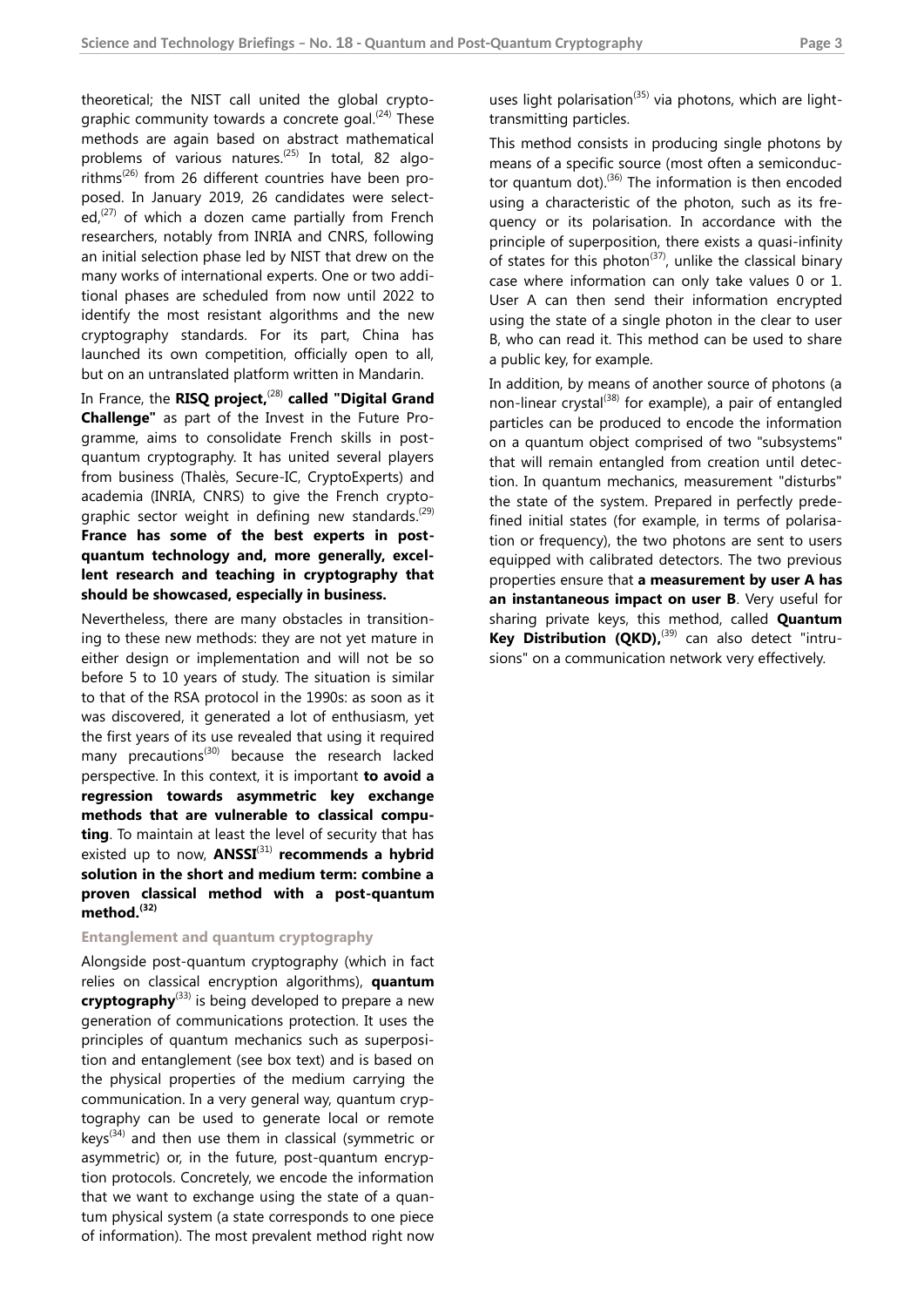theoretical; the NIST call united the global cryptographic community towards a concrete goal.[24] These methods are again based on abstract mathematical problems of various natures.[25] In total, 82 algorithms[26] from 26 different countries have been proposed. In January 2019, 26 candidates were selected,[27] of which a dozen came partially from French researchers, notably from INRIA and CNRS, following an initial selection phase led by NIST that drew on the many works of international experts. One or two additional phases are scheduled from now until 2022 to identify the most resistant algorithms and the new cryptography standards. For its part, China has launched its own competition, officially open to all, but on an untranslated platform written in Mandarin.

In France, the **RISQ project,**[28] **called "Digital Grand Challenge"** as part of the Invest in the Future Programme, aims to consolidate French skills in post-quantum cryptography. It has united several players from business (Thalès, Secure-IC, CryptoExperts) and academia (INRIA, CNRS) to give the French cryptographic sector weight in defining new standards.[29] **France has some of the best experts in post-quantum technology and, more generally, excellent research and teaching in cryptography that should be showcased, especially in business.**

Nevertheless, there are many obstacles in transitioning to these new methods: they are not yet mature in either design or implementation and will not be so before 5 to 10 years of study. The situation is similar to that of the RSA protocol in the 1990s: as soon as it was discovered, it generated a lot of enthusiasm, yet the first years of its use revealed that using it required many precautions[30] because the research lacked perspective. In this context, it is important **to avoid a regression towards asymmetric key exchange methods that are vulnerable to classical computing**. To maintain at least the level of security that has existed up to now, **ANSSI**[31] **recommends a hybrid solution in the short and medium term: combine a proven classical method with a post-quantum method.**[32]

### Entanglement and quantum cryptography

Alongside post-quantum cryptography (which in fact relies on classical encryption algorithms), **quantum cryptography**[33] is being developed to prepare a new generation of communications protection. It uses the principles of quantum mechanics such as superposition and entanglement (see box text) and is based on the physical properties of the medium carrying the communication. In a very general way, quantum cryptography can be used to generate local or remote keys[34] and then use them in classical (symmetric or asymmetric) or, in the future, post-quantum encryption protocols. Concretely, we encode the information that we want to exchange using the state of a quantum physical system (a state corresponds to one piece of information). The most prevalent method right now uses light polarisation[35] via photons, which are light-transmitting particles.

This method consists in producing single photons by means of a specific source (most often a semiconductor quantum dot).[36] The information is then encoded using a characteristic of the photon, such as its frequency or its polarisation. In accordance with the principle of superposition, there exists a quasi-infinity of states for this photon[37], unlike the classical binary case where information can only take values 0 or 1. User A can then send their information encrypted using the state of a single photon in the clear to user B, who can read it. This method can be used to share a public key, for example.

In addition, by means of another source of photons (a non-linear crystal[38] for example), a pair of entangled particles can be produced to encode the information on a quantum object comprised of two "subsystems" that will remain entangled from creation until detection. In quantum mechanics, measurement "disturbs" the state of the system. Prepared in perfectly predefined initial states (for example, in terms of polarisation or frequency), the two photons are sent to users equipped with calibrated detectors. The two previous properties ensure that **a measurement by user A has an instantaneous impact on user B**. Very useful for sharing private keys, this method, called **Quantum Key Distribution (QKD),**[39] can also detect "intrusions" on a communication network very effectively.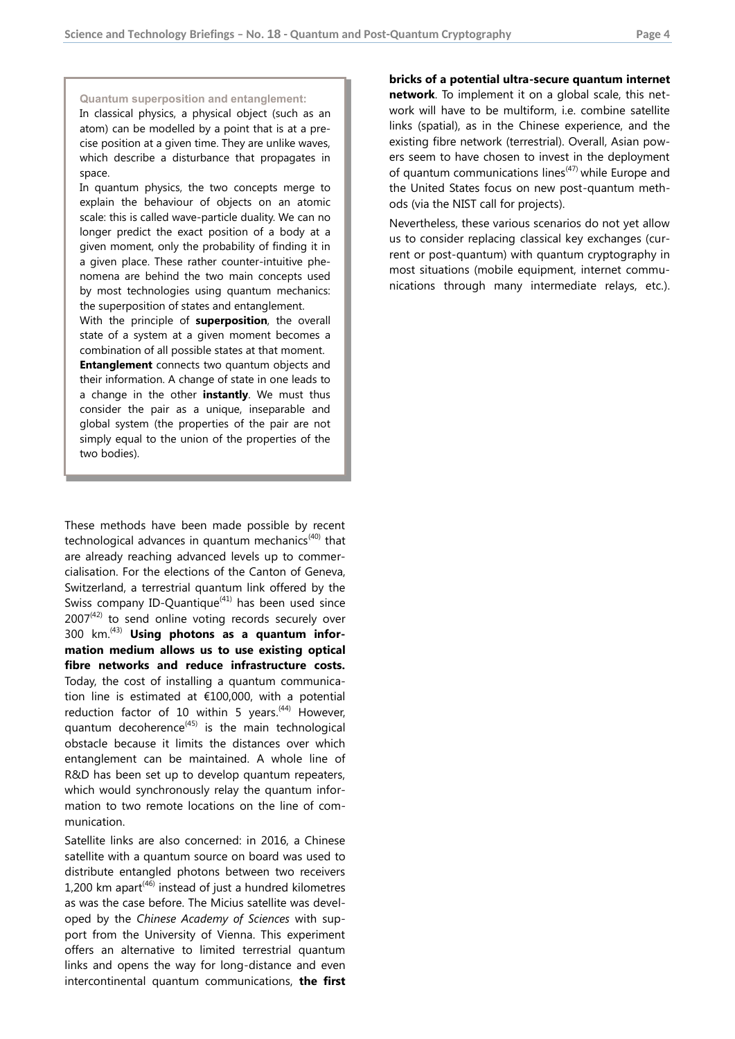**Quantum superposition and entanglement:**

In classical physics, a physical object (such as an atom) can be modelled by a point that is at a precise position at a given time. They are unlike waves, which describe a disturbance that propagates in space.

In quantum physics, the two concepts merge to explain the behaviour of objects on an atomic scale: this is called wave-particle duality. We can no longer predict the exact position of a body at a given moment, only the probability of finding it in a given place. These rather counter-intuitive phenomena are behind the two main concepts used by most technologies using quantum mechanics: the superposition of states and entanglement.

With the principle of **superposition**, the overall state of a system at a given moment becomes a combination of all possible states at that moment.

**Entanglement** connects two quantum objects and their information. A change of state in one leads to a change in the other **instantly**. We must thus consider the pair as a unique, inseparable and global system (the properties of the pair are not simply equal to the union of the properties of the two bodies).

These methods have been made possible by recent technological advances in quantum mechanics[40] that are already reaching advanced levels up to commercialisation. For the elections of the Canton of Geneva, Switzerland, a terrestrial quantum link offered by the Swiss company ID-Quantique[41] has been used since 2007[42] to send online voting records securely over 300 km.[43] **Using photons as a quantum information medium allows us to use existing optical fibre networks and reduce infrastructure costs.** Today, the cost of installing a quantum communication line is estimated at €100,000, with a potential reduction factor of 10 within 5 years.[44] However, quantum decoherence[45] is the main technological obstacle because it limits the distances over which entanglement can be maintained. A whole line of R&D has been set up to develop quantum repeaters, which would synchronously relay the quantum information to two remote locations on the line of communication.

Satellite links are also concerned: in 2016, a Chinese satellite with a quantum source on board was used to distribute entangled photons between two receivers 1,200 km apart[46] instead of just a hundred kilometres as was the case before. The Micius satellite was developed by the *Chinese Academy of Sciences* with support from the University of Vienna. This experiment offers an alternative to limited terrestrial quantum links and opens the way for long-distance and even intercontinental quantum communications, **the first bricks of a potential ultra-secure quantum internet network**. To implement it on a global scale, this network will have to be multiform, i.e. combine satellite links (spatial), as in the Chinese experience, and the existing fibre network (terrestrial). Overall, Asian powers seem to have chosen to invest in the deployment of quantum communications lines[47] while Europe and the United States focus on new post-quantum methods (via the NIST call for projects).

Nevertheless, these various scenarios do not yet allow us to consider replacing classical key exchanges (current or post-quantum) with quantum cryptography in most situations (mobile equipment, internet communications through many intermediate relays, etc.).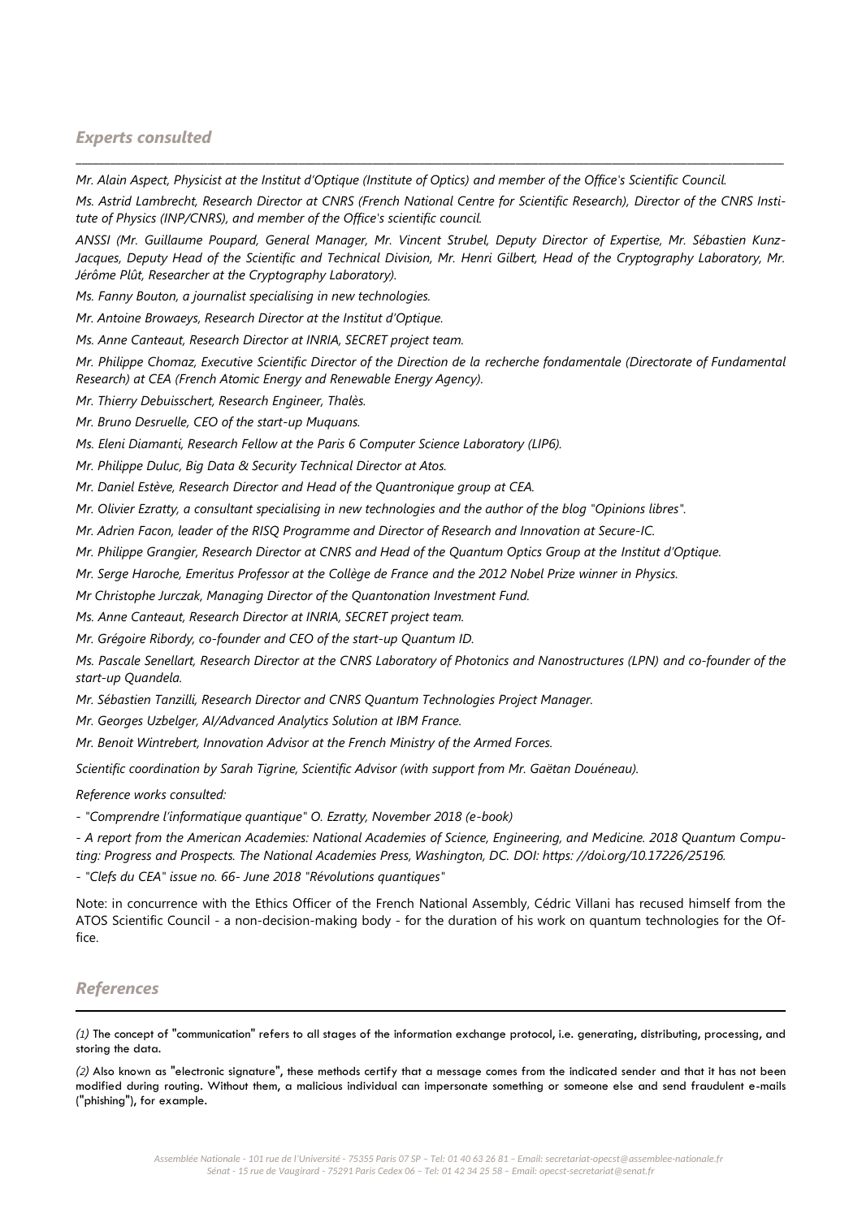## *Experts consulted*

*Mr. Alain Aspect, Physicist at the Institut d'Optique (Institute of Optics) and member of the Office's Scientific Council.*

*Ms. Astrid Lambrecht, Research Director at CNRS (French National Centre for Scientific Research), Director of the CNRS Institute of Physics (INP/CNRS), and member of the Office's scientific council.*

*ANSSI (Mr. Guillaume Poupard, General Manager, Mr. Vincent Strubel, Deputy Director of Expertise, Mr. Sébastien Kunz-Jacques, Deputy Head of the Scientific and Technical Division, Mr. Henri Gilbert, Head of the Cryptography Laboratory, Mr. Jérôme Plût, Researcher at the Cryptography Laboratory).*

*Ms. Fanny Bouton, a journalist specialising in new technologies.*

*Mr. Antoine Browaeys, Research Director at the Institut d'Optique.*

*Ms. Anne Canteaut, Research Director at INRIA, SECRET project team.*

*Mr. Philippe Chomaz, Executive Scientific Director of the Direction de la recherche fondamentale (Directorate of Fundamental Research) at CEA (French Atomic Energy and Renewable Energy Agency).*

*Mr. Thierry Debuisschert, Research Engineer, Thalès.*

*Mr. Bruno Desruelle, CEO of the start-up Muquans.*

*Ms. Eleni Diamanti, Research Fellow at the Paris 6 Computer Science Laboratory (LIP6).*

*Mr. Philippe Duluc, Big Data & Security Technical Director at Atos.*

*Mr. Daniel Estève, Research Director and Head of the Quantronique group at CEA.*

*Mr. Olivier Ezratty, a consultant specialising in new technologies and the author of the blog "Opinions libres".*

*Mr. Adrien Facon, leader of the RISQ Programme and Director of Research and Innovation at Secure-IC.*

*Mr. Philippe Grangier, Research Director at CNRS and Head of the Quantum Optics Group at the Institut d'Optique.*

*Mr. Serge Haroche, Emeritus Professor at the Collège de France and the 2012 Nobel Prize winner in Physics.*

*Mr Christophe Jurczak, Managing Director of the Quantonation Investment Fund.*

*Ms. Anne Canteaut, Research Director at INRIA, SECRET project team.*

*Mr. Grégoire Ribordy, co-founder and CEO of the start-up Quantum ID.*

*Ms. Pascale Senellart, Research Director at the CNRS Laboratory of Photonics and Nanostructures (LPN) and co-founder of the start-up Quandela.*

*Mr. Sébastien Tanzilli, Research Director and CNRS Quantum Technologies Project Manager.*

*Mr. Georges Uzbelger, AI/Advanced Analytics Solution at IBM France.*

*Mr. Benoit Wintrebert, Innovation Advisor at the French Ministry of the Armed Forces.*

*Scientific coordination by Sarah Tigrine, Scientific Advisor (with support from Mr. Gaëtan Douéneau).*

*Reference works consulted:*

*- "Comprendre l'informatique quantique" O. Ezratty, November 2018 (e-book)*

*- A report from the American Academies: National Academies of Science, Engineering, and Medicine. 2018 Quantum Computing: Progress and Prospects. The National Academies Press, Washington, DC. DOI: https: //doi.org/10.17226/25196.*

*- "Clefs du CEA" issue no. 66- June 2018 "Révolutions quantiques"*

Note: in concurrence with the Ethics Officer of the French National Assembly, Cédric Villani has recused himself from the ATOS Scientific Council - a non-decision-making body - for the duration of his work on quantum technologies for the Office.

## *References*

*(1)* The concept of "communication" refers to all stages of the information exchange protocol, i.e. generating, distributing, processing, and storing the data.

*(2)* Also known as "electronic signature", these methods certify that a message comes from the indicated sender and that it has not been modified during routing. Without them, a malicious individual can impersonate something or someone else and send fraudulent e-mails ("phishing"), for example.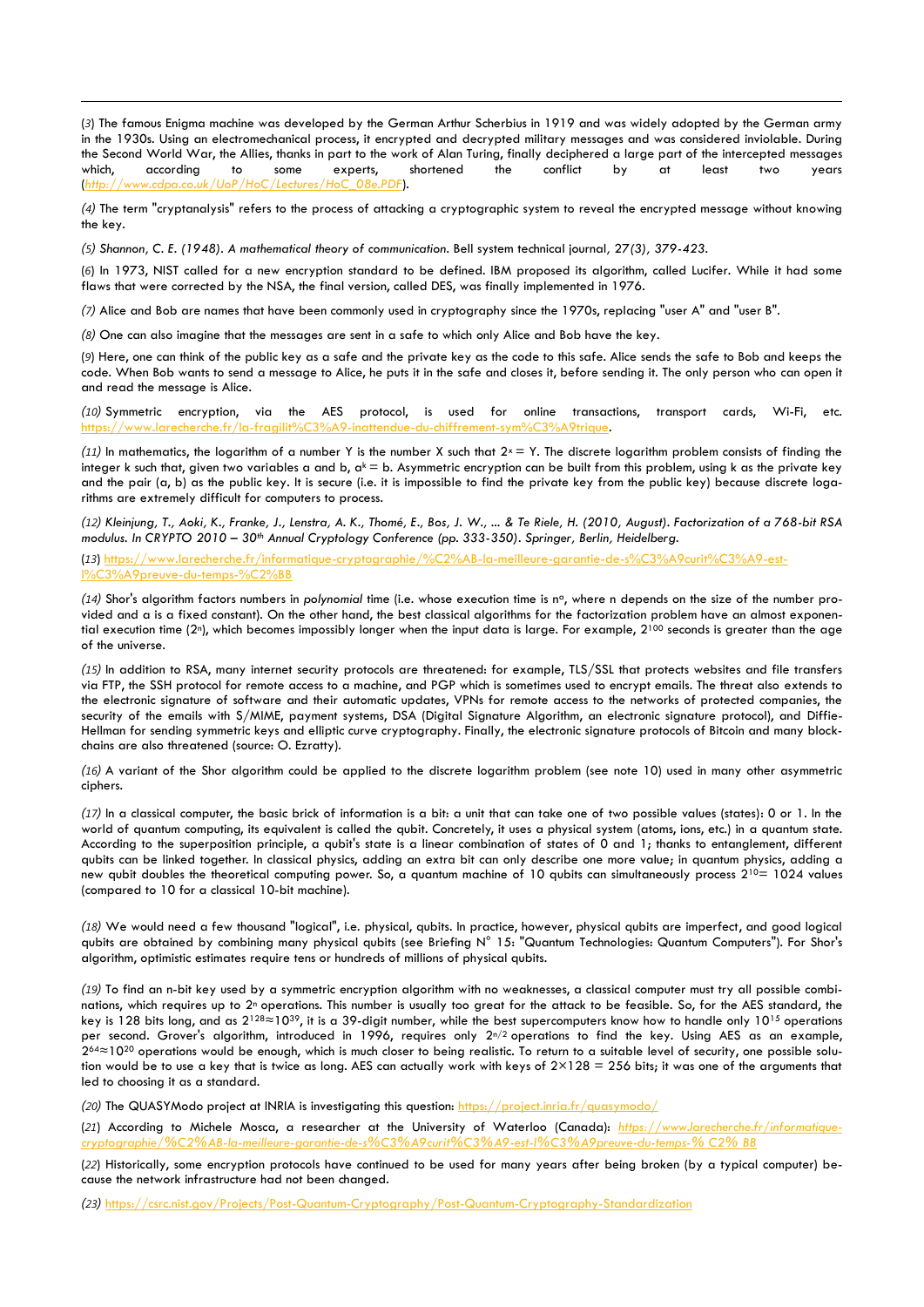(3) The famous Enigma machine was developed by the German Arthur Scherbius in 1919 and was widely adopted by the German army in the 1930s. Using an electromechanical process, it encrypted and decrypted military messages and was considered inviolable. During the Second World War, the Allies, thanks in part to the work of Alan Turing, finally deciphered a large part of the intercepted messages which, according to some experts, shortened the conflict by at least two years (*http://www.cdpa.co.uk/UoP/HoC/Lectures/HoC_08e.PDF*).

*(4)* The term "cryptanalysis" refers to the process of attacking a cryptographic system to reveal the encrypted message without knowing the key.

*(5) Shannon, C. E. (1948). A mathematical theory of communication. Bell system technical journal, 27(3), 379-423.*

(6) In 1973, NIST called for a new encryption standard to be defined. IBM proposed its algorithm, called Lucifer. While it had some flaws that were corrected by the NSA, the final version, called DES, was finally implemented in 1976.

*(7)* Alice and Bob are names that have been commonly used in cryptography since the 1970s, replacing "user A" and "user B".

*(8)* One can also imagine that the messages are sent in a safe to which only Alice and Bob have the key.

(9) Here, one can think of the public key as a safe and the private key as the code to this safe. Alice sends the safe to Bob and keeps the code. When Bob wants to send a message to Alice, he puts it in the safe and closes it, before sending it. The only person who can open it and read the message is Alice.

*(10)* Symmetric encryption, via the AES protocol, is used for online transactions, transport cards, Wi-Fi, etc. https://www.larecherche.fr/la-fragilit%C3%A9-inattendue-du-chiffrement-sym%C3%A9trique.

*(11)* In mathematics, the logarithm of a number Y is the number X such that $2^x = Y$. The discrete logarithm problem consists of finding the integer k such that, given two variables a and b, $a^k = b$. Asymmetric encryption can be built from this problem, using k as the private key and the pair (a, b) as the public key. It is secure (i.e. it is impossible to find the private key from the public key) because discrete logarithms are extremely difficult for computers to process.

*(12) Kleinjung, T., Aoki, K., Franke, J., Lenstra, A. K., Thomé, E., Bos, J. W., ... & Te Riele, H. (2010, August). Factorization of a 768-bit RSA modulus. In CRYPTO 2010 – 30th Annual Cryptology Conference (pp. 333-350). Springer, Berlin, Heidelberg.*

(13) https://www.larecherche.fr/informatique-cryptographie/%C2%AB-la-meilleure-garantie-de-s%C3%A9curit%C3%A9-est-l%C3%A9preuve-du-temps-%C2%BB

*(14)* Shor's algorithm factors numbers in *polynomial* time (i.e. whose execution time is $n^a$, where n depends on the size of the number provided and a is a fixed constant). On the other hand, the best classical algorithms for the factorization problem have an almost exponential execution time ($2^n$), which becomes impossibly longer when the input data is large. For example, $2^{100}$ seconds is greater than the age of the universe.

*(15)* In addition to RSA, many internet security protocols are threatened: for example, TLS/SSL that protects websites and file transfers via FTP, the SSH protocol for remote access to a machine, and PGP which is sometimes used to encrypt emails. The threat also extends to the electronic signature of software and their automatic updates, VPNs for remote access to the networks of protected companies, the security of the emails with S/MIME, payment systems, DSA (Digital Signature Algorithm, an electronic signature protocol), and Diffie-Hellman for sending symmetric keys and elliptic curve cryptography. Finally, the electronic signature protocols of Bitcoin and many blockchains are also threatened (source: O. Ezratty).

*(16)* A variant of the Shor algorithm could be applied to the discrete logarithm problem (see note 10) used in many other asymmetric ciphers.

*(17)* In a classical computer, the basic brick of information is a bit: a unit that can take one of two possible values (states): 0 or 1. In the world of quantum computing, its equivalent is called the qubit. Concretely, it uses a physical system (atoms, ions, etc.) in a quantum state. According to the superposition principle, a qubit's state is a linear combination of states of 0 and 1; thanks to entanglement, different qubits can be linked together. In classical physics, adding an extra bit can only describe one more value; in quantum physics, adding a new qubit doubles the theoretical computing power. So, a quantum machine of 10 qubits can simultaneously process $2^{10} = 1024$ values (compared to 10 for a classical 10-bit machine).

*(18)* We would need a few thousand "logical", i.e. physical, qubits. In practice, however, physical qubits are imperfect, and good logical qubits are obtained by combining many physical qubits (see Briefing N° 15: "Quantum Technologies: Quantum Computers"). For Shor's algorithm, optimistic estimates require tens or hundreds of millions of physical qubits.

*(19)* To find an n-bit key used by a symmetric encryption algorithm with no weaknesses, a classical computer must try all possible combinations, which requires up to $2^n$ operations. This number is usually too great for the attack to be feasible. So, for the AES standard, the key is 128 bits long, and as $2^{128} \approx 10^{39}$, it is a 39-digit number, while the best supercomputers know how to handle only $10^{15}$ operations per second. Grover's algorithm, introduced in 1996, requires only $2^{n/2}$ operations to find the key. Using AES as an example, $2^{64} \approx 10^{20}$ operations would be enough, which is much closer to being realistic. To return to a suitable level of security, one possible solution would be to use a key that is twice as long. AES can actually work with keys of $2 \times 128 = 256$ bits; it was one of the arguments that led to choosing it as a standard.

*(20)* The QUASYModo project at INRIA is investigating this question: https://project.inria.fr/quasymodo/

(21) According to Michele Mosca, a researcher at the University of Waterloo (Canada): *https://www.larecherche.fr/informatique-cryptographie/%C2%AB-la-meilleure-garantie-de-s%C3%A9curit%C3%A9-est-l%C3%A9preuve-du-temps-% C2% BB*

(22) Historically, some encryption protocols have continued to be used for many years after being broken (by a typical computer) because the network infrastructure had not been changed.

*(23)* https://csrc.nist.gov/Projects/Post-Quantum-Cryptography/Post-Quantum-Cryptography-Standardization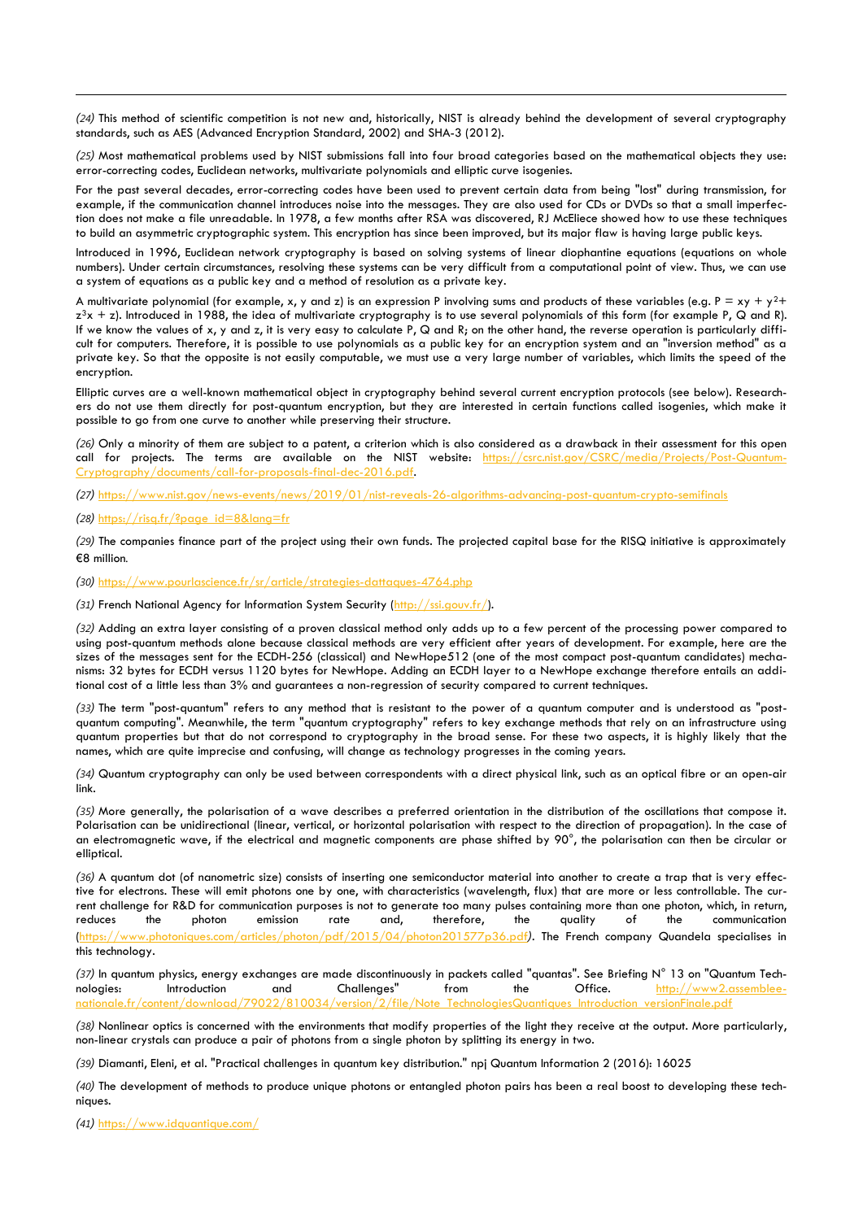*(24)* This method of scientific competition is not new and, historically, NIST is already behind the development of several cryptography standards, such as AES (Advanced Encryption Standard, 2002) and SHA-3 (2012).

*(25)* Most mathematical problems used by NIST submissions fall into four broad categories based on the mathematical objects they use: error-correcting codes, Euclidean networks, multivariate polynomials and elliptic curve isogenies.

For the past several decades, error-correcting codes have been used to prevent certain data from being "lost" during transmission, for example, if the communication channel introduces noise into the messages. They are also used for CDs or DVDs so that a small imperfection does not make a file unreadable. In 1978, a few months after RSA was discovered, RJ McEliece showed how to use these techniques to build an asymmetric cryptographic system. This encryption has since been improved, but its major flaw is having large public keys.

Introduced in 1996, Euclidean network cryptography is based on solving systems of linear diophantine equations (equations on whole numbers). Under certain circumstances, resolving these systems can be very difficult from a computational point of view. Thus, we can use a system of equations as a public key and a method of resolution as a private key.

A multivariate polynomial (for example, x, y and z) is an expression P involving sums and products of these variables (e.g. $P = xy + y^2 + z^3x + z$). Introduced in 1988, the idea of multivariate cryptography is to use several polynomials of this form (for example P, Q and R). If we know the values of x, y and z, it is very easy to calculate P, Q and R; on the other hand, the reverse operation is particularly difficult for computers. Therefore, it is possible to use polynomials as a public key for an encryption system and an "inversion method" as a private key. So that the opposite is not easily computable, we must use a very large number of variables, which limits the speed of the encryption.

Elliptic curves are a well-known mathematical object in cryptography behind several current encryption protocols (see below). Researchers do not use them directly for post-quantum encryption, but they are interested in certain functions called isogenies, which make it possible to go from one curve to another while preserving their structure.

*(26)* Only a minority of them are subject to a patent, a criterion which is also considered as a drawback in their assessment for this open call for projects. The terms are available on the NIST website: https://csrc.nist.gov/CSRC/media/Projects/Post-Quantum-Cryptography/documents/call-for-proposals-final-dec-2016.pdf.

*(27)* https://www.nist.gov/news-events/news/2019/01/nist-reveals-26-algorithms-advancing-post-quantum-crypto-semifinals

*(28)* https://risq.fr/?page_id=8&lang=fr

*(29)* The companies finance part of the project using their own funds. The projected capital base for the RISQ initiative is approximately €8 million.

*(30)* https://www.pourlascience.fr/sr/article/strategies-dattaques-4764.php

*(31)* French National Agency for Information System Security (http://ssi.gouv.fr/).

*(32)* Adding an extra layer consisting of a proven classical method only adds up to a few percent of the processing power compared to using post-quantum methods alone because classical methods are very efficient after years of development. For example, here are the sizes of the messages sent for the ECDH-256 (classical) and NewHope512 (one of the most compact post-quantum candidates) mechanisms: 32 bytes for ECDH versus 1120 bytes for NewHope. Adding an ECDH layer to a NewHope exchange therefore entails an additional cost of a little less than 3% and guarantees a non-regression of security compared to current techniques.

*(33)* The term "post-quantum" refers to any method that is resistant to the power of a quantum computer and is understood as "post-quantum computing". Meanwhile, the term "quantum cryptography" refers to key exchange methods that rely on an infrastructure using quantum properties but that do not correspond to cryptography in the broad sense. For these two aspects, it is highly likely that the names, which are quite imprecise and confusing, will change as technology progresses in the coming years.

*(34)* Quantum cryptography can only be used between correspondents with a direct physical link, such as an optical fibre or an open-air link.

*(35)* More generally, the polarisation of a wave describes a preferred orientation in the distribution of the oscillations that compose it. Polarisation can be unidirectional (linear, vertical, or horizontal polarisation with respect to the direction of propagation). In the case of an electromagnetic wave, if the electrical and magnetic components are phase shifted by 90°, the polarisation can then be circular or elliptical.

*(36)* A quantum dot (of nanometric size) consists of inserting one semiconductor material into another to create a trap that is very effective for electrons. These will emit photons one by one, with characteristics (wavelength, flux) that are more or less controllable. The current challenge for R&D for communication purposes is not to generate too many pulses containing more than one photon, which, in return, reduces the photon emission rate and, therefore, the quality of the communication (https://www.photoniques.com/articles/photon/pdf/2015/04/photon201577p36.pdf*)*. The French company Quandela specialises in this technology.

*(37)* In quantum physics, energy exchanges are made discontinuously in packets called "quantas". See Briefing N° 13 on "Quantum Technologies: Introduction and Challenges" from the Office. http://www2.assemblee-nationale.fr/content/download/79022/810034/version/2/file/Note_TechnologiesQuantiques_Introduction_versionFinale.pdf

*(38)* Nonlinear optics is concerned with the environments that modify properties of the light they receive at the output. More particularly, non-linear crystals can produce a pair of photons from a single photon by splitting its energy in two.

*(39)* Diamanti, Eleni, et al. "Practical challenges in quantum key distribution." npj Quantum Information 2 (2016): 16025

*(40)* The development of methods to produce unique photons or entangled photon pairs has been a real boost to developing these techniques.

*(41)* https://www.idquantique.com/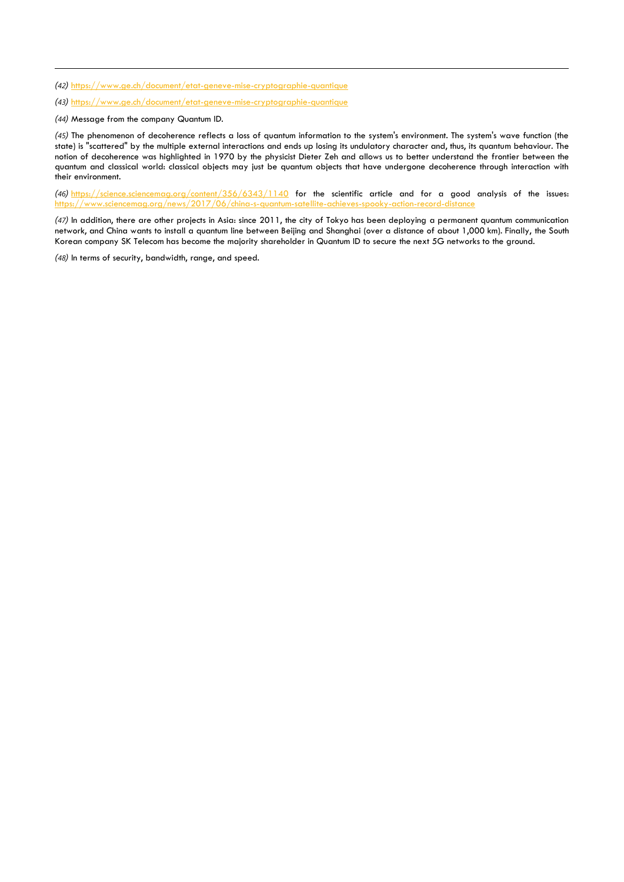*(42)* https://www.ge.ch/document/etat-geneve-mise-cryptographie-quantique

*(43)* https://www.ge.ch/document/etat-geneve-mise-cryptographie-quantique

*(44)* Message from the company Quantum ID.

*(45)* The phenomenon of decoherence reflects a loss of quantum information to the system's environment. The system's wave function (the state) is "scattered" by the multiple external interactions and ends up losing its undulatory character and, thus, its quantum behaviour. The notion of decoherence was highlighted in 1970 by the physicist Dieter Zeh and allows us to better understand the frontier between the quantum and classical world: classical objects may just be quantum objects that have undergone decoherence through interaction with their environment.

*(46)* https://science.sciencemag.org/content/356/6343/1140 for the scientific article and for a good analysis of the issues: https://www.sciencemag.org/news/2017/06/china-s-quantum-satellite-achieves-spooky-action-record-distance

*(47)* In addition, there are other projects in Asia: since 2011, the city of Tokyo has been deploying a permanent quantum communication network, and China wants to install a quantum line between Beijing and Shanghai (over a distance of about 1,000 km). Finally, the South Korean company SK Telecom has become the majority shareholder in Quantum ID to secure the next 5G networks to the ground.

*(48)* In terms of security, bandwidth, range, and speed.